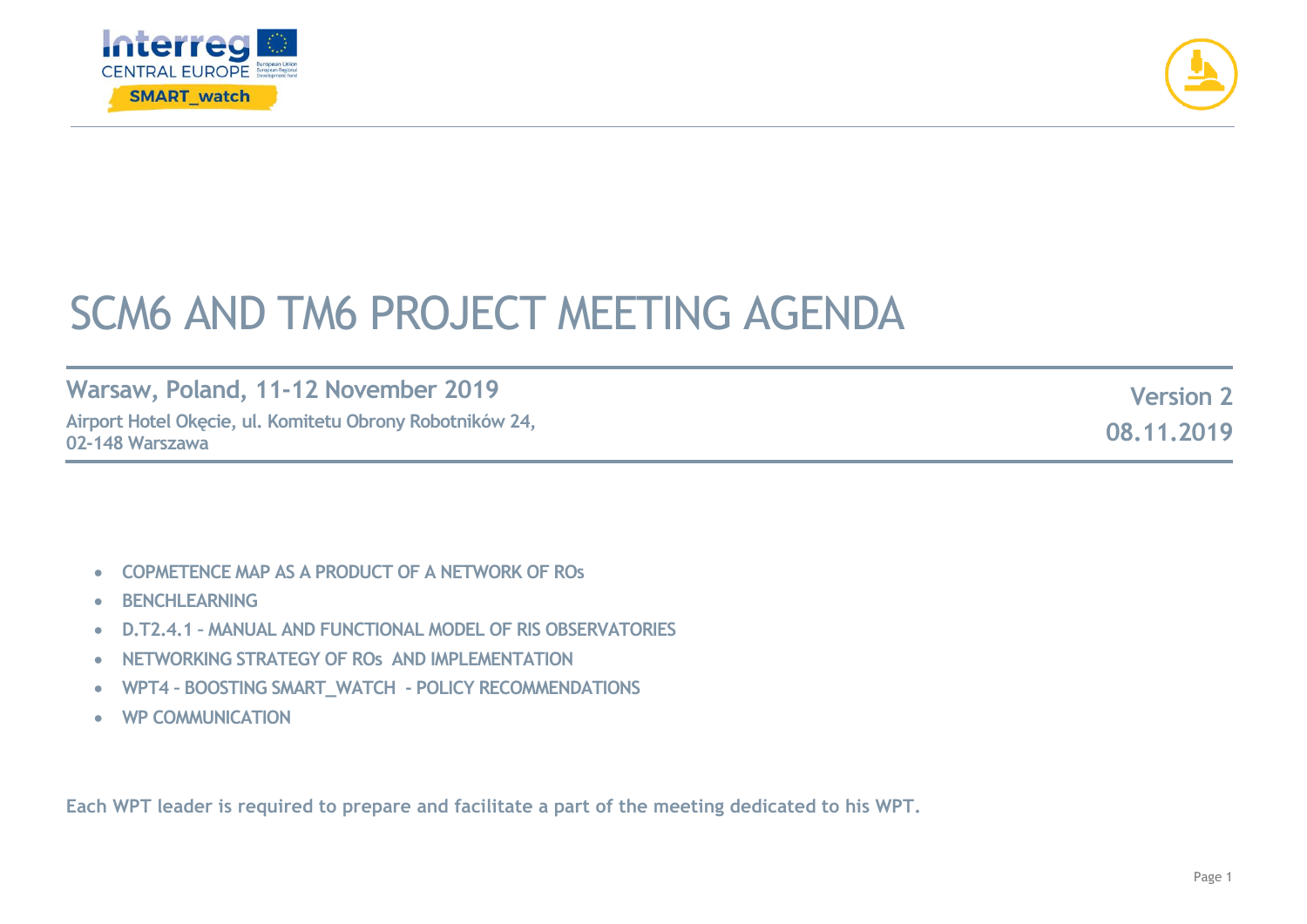Interreg CENTRAL EUROPE
SMART_watch

# SCM6 AND TM6 PROJECT MEETING AGENDA

**Warsaw, Poland, 11-12 November 2019**

**Airport Hotel Okęcie, ul. Komitetu Obrony Robotników 24, 02-148 Warszawa**

**Version 2**

**08.11.2019**

- COPMETENCE MAP AS A PRODUCT OF A NETWORK OF ROs
- BENCHLEARNING
- D.T2.4.1 – MANUAL AND FUNCTIONAL MODEL OF RIS OBSERVATORIES
- NETWORKING STRATEGY OF ROs AND IMPLEMENTATION
- WPT4 – BOOSTING SMART_WATCH - POLICY RECOMMENDATIONS
- WP COMMUNICATION

**Each WPT leader is required to prepare and facilitate a part of the meeting dedicated to his WPT.**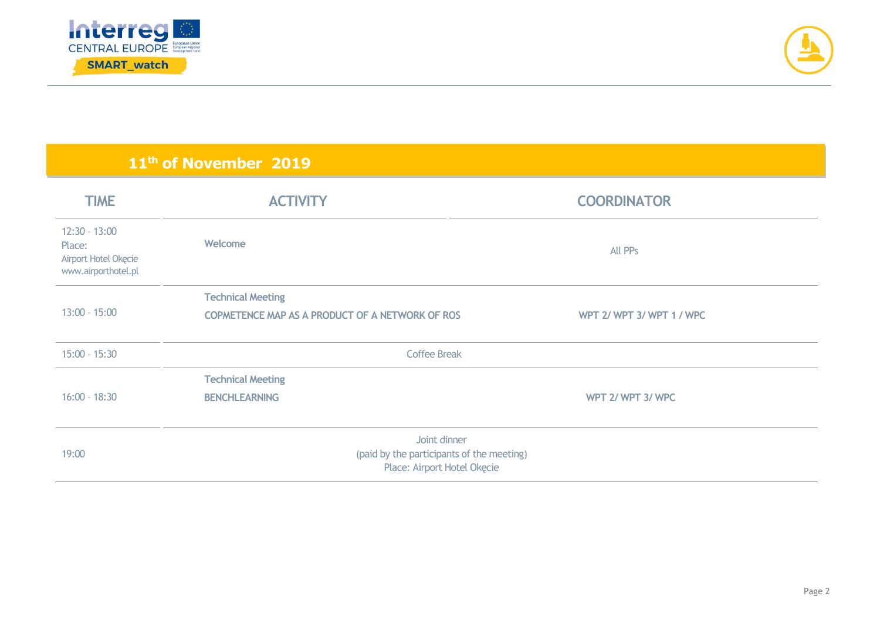## 11th of November 2019

| TIME | ACTIVITY | COORDINATOR |
|---|---|---|
| 12:30 – 13:00<br>Place:<br>Airport Hotel Okęcie<br>www.airporthotel.pl | **Welcome** | All PPs |
| 13:00 – 15:00 | **Technical Meeting**<br>**COPMETENCE MAP AS A PRODUCT OF A NETWORK OF ROS** | **WPT 2/ WPT 3/ WPT 1 / WPC** |
| 15:00 – 15:30 | Coffee Break | |
| 16:00 – 18:30 | **Technical Meeting**<br>**BENCHLEARNING** | **WPT 2/ WPT 3/ WPC** |
| 19:00 | Joint dinner<br>(paid by the participants of the meeting)<br>Place: Airport Hotel Okęcie | |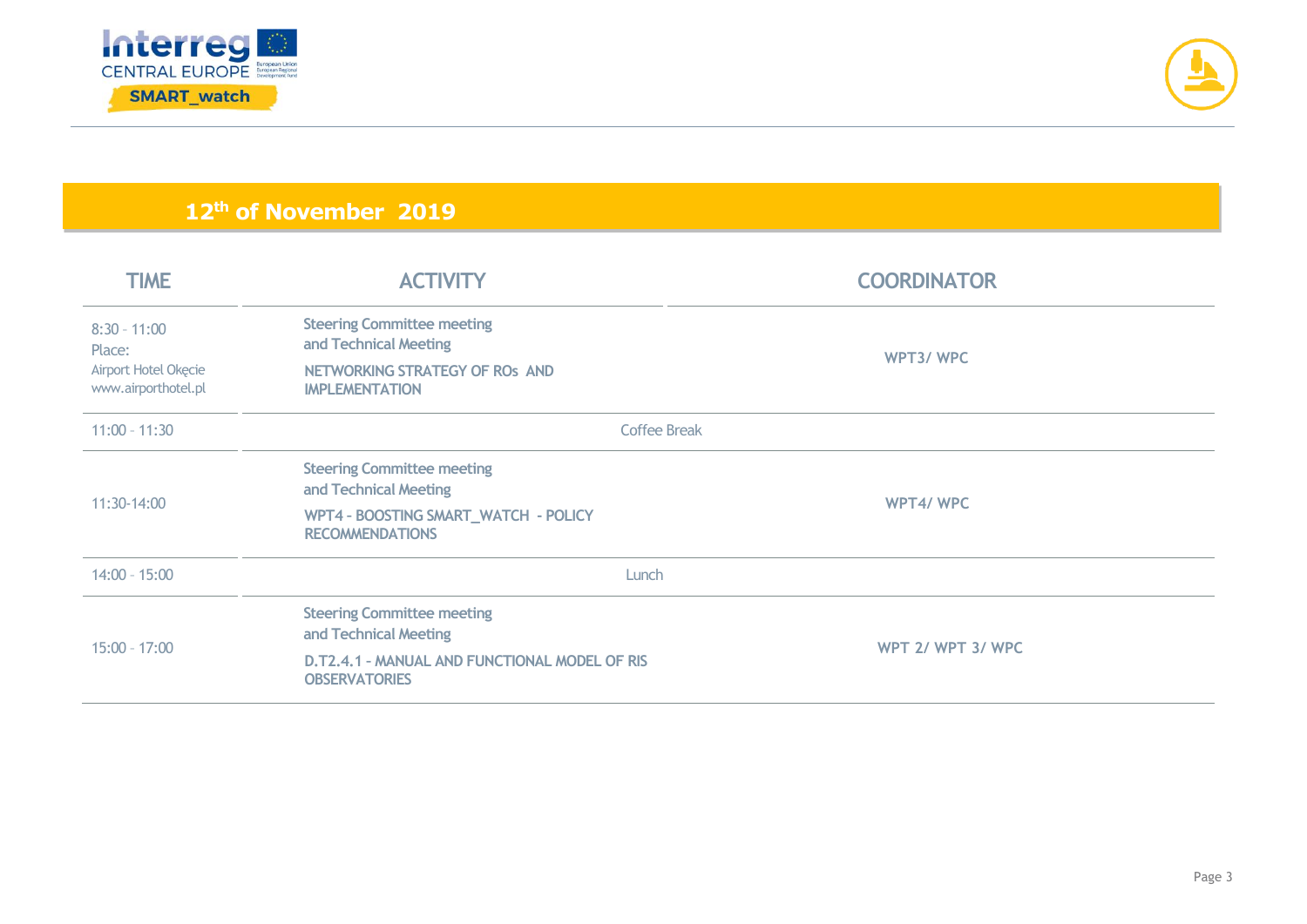## 12th of November 2019

| TIME | ACTIVITY | COORDINATOR |
| --- | --- | --- |
| 8:30 – 11:00<br>Place:<br>Airport Hotel Okęcie<br>www.airporthotel.pl | Steering Committee meeting and Technical Meeting<br>**NETWORKING STRATEGY OF ROs AND IMPLEMENTATION** | **WPT3/ WPC** |
| 11:00 – 11:30 | Coffee Break | |
| 11:30-14:00 | Steering Committee meeting and Technical Meeting<br>**WPT4 - BOOSTING SMART_WATCH - POLICY RECOMMENDATIONS** | **WPT4/ WPC** |
| 14:00 – 15:00 | Lunch | |
| 15:00 – 17:00 | Steering Committee meeting and Technical Meeting<br>**D.T2.4.1 - MANUAL AND FUNCTIONAL MODEL OF RIS OBSERVATORIES** | **WPT 2/ WPT 3/ WPC** |